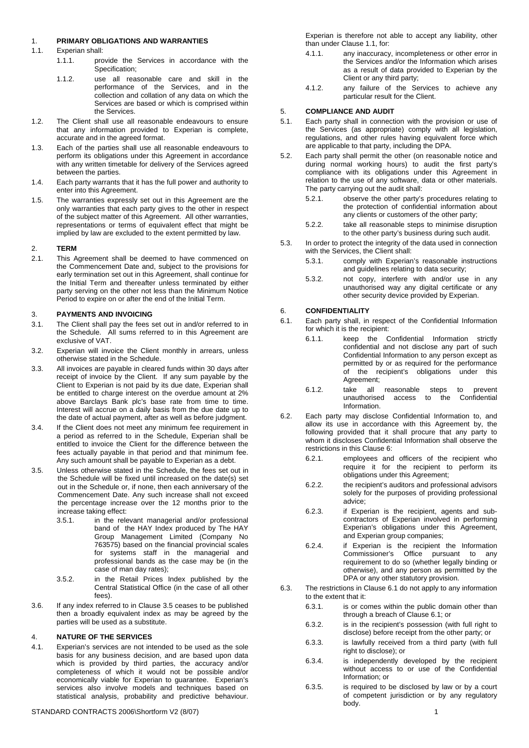## 1. PRIMARY OBLIGATIONS AND WARRANTIES

1.1. Experian shall:

1.1.1. provide the Services in accordance with the Specification;

1.1.2. use all reasonable care and skill in the performance of the Services, and in the collection and collation of any data on which the Services are based or which is comprised within the Services.

1.2. The Client shall use all reasonable endeavours to ensure that any information provided to Experian is complete, accurate and in the agreed format.

1.3. Each of the parties shall use all reasonable endeavours to perform its obligations under this Agreement in accordance with any written timetable for delivery of the Services agreed between the parties.

1.4. Each party warrants that it has the full power and authority to enter into this Agreement.

1.5. The warranties expressly set out in this Agreement are the only warranties that each party gives to the other in respect of the subject matter of this Agreement. All other warranties, representations or terms of equivalent effect that might be implied by law are excluded to the extent permitted by law.

## 2. TERM

2.1. This Agreement shall be deemed to have commenced on the Commencement Date and, subject to the provisions for early termination set out in this Agreement, shall continue for the Initial Term and thereafter unless terminated by either party serving on the other not less than the Minimum Notice Period to expire on or after the end of the Initial Term.

## 3. PAYMENTS AND INVOICING

3.1. The Client shall pay the fees set out in and/or referred to in the Schedule. All sums referred to in this Agreement are exclusive of VAT.

3.2. Experian will invoice the Client monthly in arrears, unless otherwise stated in the Schedule.

3.3. All invoices are payable in cleared funds within 30 days after receipt of invoice by the Client. If any sum payable by the Client to Experian is not paid by its due date, Experian shall be entitled to charge interest on the overdue amount at 2% above Barclays Bank plc's base rate from time to time. Interest will accrue on a daily basis from the due date up to the date of actual payment, after as well as before judgment.

3.4. If the Client does not meet any minimum fee requirement in a period as referred to in the Schedule, Experian shall be entitled to invoice the Client for the difference between the fees actually payable in that period and that minimum fee. Any such amount shall be payable to Experian as a debt.

3.5. Unless otherwise stated in the Schedule, the fees set out in the Schedule will be fixed until increased on the date(s) set out in the Schedule or, if none, then each anniversary of the Commencement Date. Any such increase shall not exceed the percentage increase over the 12 months prior to the increase taking effect:

3.5.1. in the relevant managerial and/or professional band of the HAY Index produced by The HAY Group Management Limited (Company No 763575) based on the financial provincial scales for systems staff in the managerial and professional bands as the case may be (in the case of man day rates);

3.5.2. in the Retail Prices Index published by the Central Statistical Office (in the case of all other fees).

3.6. If any index referred to in Clause 3.5 ceases to be published then a broadly equivalent index as may be agreed by the parties will be used as a substitute.

## 4. NATURE OF THE SERVICES

4.1. Experian's services are not intended to be used as the sole basis for any business decision, and are based upon data which is provided by third parties, the accuracy and/or completeness of which it would not be possible and/or economically viable for Experian to guarantee. Experian's services also involve models and techniques based on statistical analysis, probability and predictive behaviour. Experian is therefore not able to accept any liability, other than under Clause 1.1, for:

4.1.1. any inaccuracy, incompleteness or other error in the Services and/or the Information which arises as a result of data provided to Experian by the Client or any third party;

4.1.2. any failure of the Services to achieve any particular result for the Client.

## 5. COMPLIANCE AND AUDIT

5.1. Each party shall in connection with the provision or use of the Services (as appropriate) comply with all legislation, regulations, and other rules having equivalent force which are applicable to that party, including the DPA.

5.2. Each party shall permit the other (on reasonable notice and during normal working hours) to audit the first party's compliance with its obligations under this Agreement in relation to the use of any software, data or other materials. The party carrying out the audit shall:

5.2.1. observe the other party's procedures relating to the protection of confidential information about any clients or customers of the other party;

5.2.2. take all reasonable steps to minimise disruption to the other party's business during such audit.

5.3. In order to protect the integrity of the data used in connection with the Services, the Client shall:

5.3.1. comply with Experian's reasonable instructions and guidelines relating to data security;

5.3.2. not copy, interfere with and/or use in any unauthorised way any digital certificate or any other security device provided by Experian.

## 6. CONFIDENTIALITY

6.1. Each party shall, in respect of the Confidential Information for which it is the recipient:

6.1.1. keep the Confidential Information strictly confidential and not disclose any part of such Confidential Information to any person except as permitted by or as required for the performance of the recipient's obligations under this Agreement;

6.1.2. take all reasonable steps to prevent unauthorised access to the Confidential Information.

6.2. Each party may disclose Confidential Information to, and allow its use in accordance with this Agreement by, the following provided that it shall procure that any party to whom it discloses Confidential Information shall observe the restrictions in this Clause 6:

6.2.1. employees and officers of the recipient who require it for the recipient to perform its obligations under this Agreement;

6.2.2. the recipient's auditors and professional advisors solely for the purposes of providing professional advice;

6.2.3. if Experian is the recipient, agents and sub-contractors of Experian involved in performing Experian's obligations under this Agreement, and Experian group companies;

6.2.4. if Experian is the recipient the Information Commissioner's Office pursuant to any requirement to do so (whether legally binding or otherwise), and any person as permitted by the DPA or any other statutory provision.

6.3. The restrictions in Clause 6.1 do not apply to any information to the extent that it:

6.3.1. is or comes within the public domain other than through a breach of Clause 6.1; or

6.3.2. is in the recipient's possession (with full right to disclose) before receipt from the other party; or

6.3.3. is lawfully received from a third party (with full right to disclose); or

6.3.4. is independently developed by the recipient without access to or use of the Confidential Information; or

6.3.5. is required to be disclosed by law or by a court of competent jurisdiction or by any regulatory body.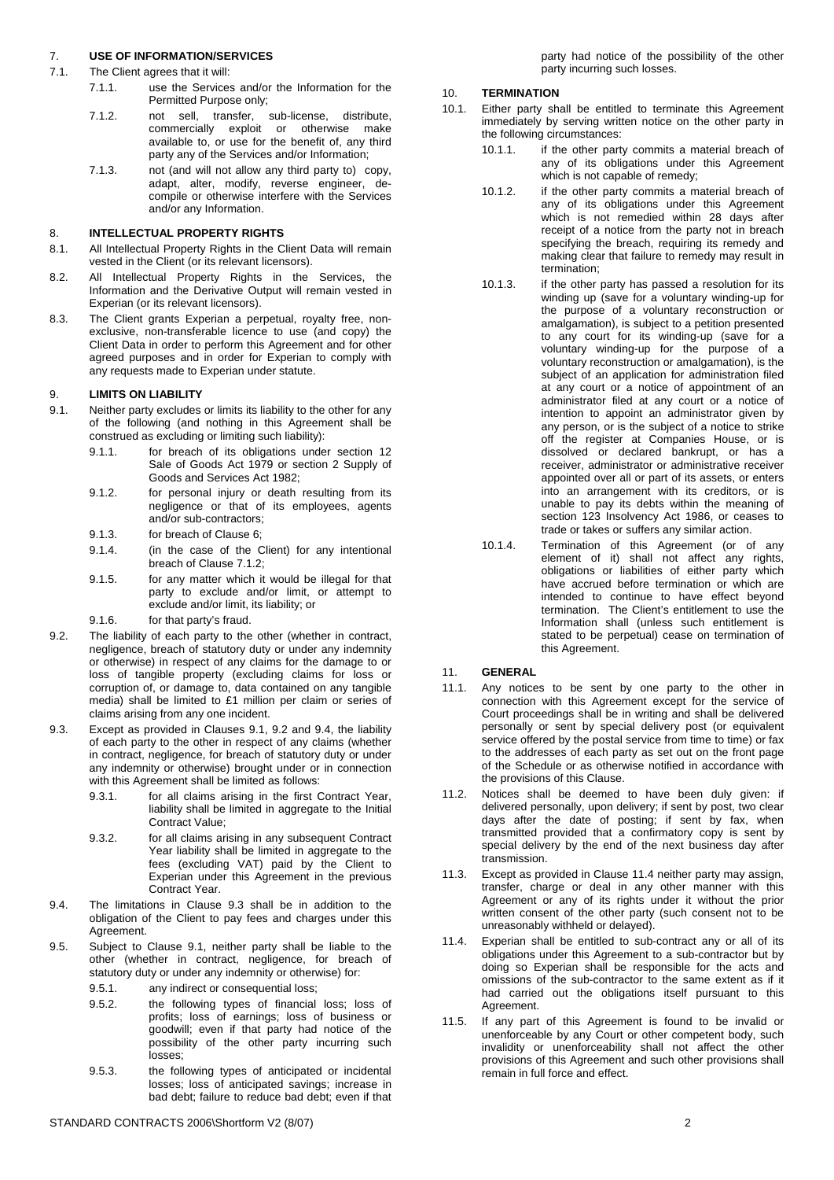## 7. USE OF INFORMATION/SERVICES

7.1. The Client agrees that it will:

7.1.1. use the Services and/or the Information for the Permitted Purpose only;

7.1.2. not sell, transfer, sub-license, distribute, commercially exploit or otherwise make available to, or use for the benefit of, any third party any of the Services and/or Information;

7.1.3. not (and will not allow any third party to) copy, adapt, alter, modify, reverse engineer, de-compile or otherwise interfere with the Services and/or any Information.

## 8. INTELLECTUAL PROPERTY RIGHTS

8.1. All Intellectual Property Rights in the Client Data will remain vested in the Client (or its relevant licensors).

8.2. All Intellectual Property Rights in the Services, the Information and the Derivative Output will remain vested in Experian (or its relevant licensors).

8.3. The Client grants Experian a perpetual, royalty free, non-exclusive, non-transferable licence to use (and copy) the Client Data in order to perform this Agreement and for other agreed purposes and in order for Experian to comply with any requests made to Experian under statute.

## 9. LIMITS ON LIABILITY

9.1. Neither party excludes or limits its liability to the other for any of the following (and nothing in this Agreement shall be construed as excluding or limiting such liability):

9.1.1. for breach of its obligations under section 12 Sale of Goods Act 1979 or section 2 Supply of Goods and Services Act 1982;

9.1.2. for personal injury or death resulting from its negligence or that of its employees, agents and/or sub-contractors;

9.1.3. for breach of Clause 6;

9.1.4. (in the case of the Client) for any intentional breach of Clause 7.1.2;

9.1.5. for any matter which it would be illegal for that party to exclude and/or limit, or attempt to exclude and/or limit, its liability; or

9.1.6. for that party's fraud.

9.2. The liability of each party to the other (whether in contract, negligence, breach of statutory duty or under any indemnity or otherwise) in respect of any claims for the damage to or loss of tangible property (excluding claims for loss or corruption of, or damage to, data contained on any tangible media) shall be limited to £1 million per claim or series of claims arising from any one incident.

9.3. Except as provided in Clauses 9.1, 9.2 and 9.4, the liability of each party to the other in respect of any claims (whether in contract, negligence, for breach of statutory duty or under any indemnity or otherwise) brought under or in connection with this Agreement shall be limited as follows:

9.3.1. for all claims arising in the first Contract Year, liability shall be limited in aggregate to the Initial Contract Value;

9.3.2. for all claims arising in any subsequent Contract Year liability shall be limited in aggregate to the fees (excluding VAT) paid by the Client to Experian under this Agreement in the previous Contract Year.

9.4. The limitations in Clause 9.3 shall be in addition to the obligation of the Client to pay fees and charges under this Agreement.

9.5. Subject to Clause 9.1, neither party shall be liable to the other (whether in contract, negligence, for breach of statutory duty or under any indemnity or otherwise) for:

9.5.1. any indirect or consequential loss;

9.5.2. the following types of financial loss; loss of profits; loss of earnings; loss of business or goodwill; even if that party had notice of the possibility of the other party incurring such losses;

9.5.3. the following types of anticipated or incidental losses; loss of anticipated savings; increase in bad debt; failure to reduce bad debt; even if that party had notice of the possibility of the other party incurring such losses.

## 10. TERMINATION

10.1. Either party shall be entitled to terminate this Agreement immediately by serving written notice on the other party in the following circumstances:

10.1.1. if the other party commits a material breach of any of its obligations under this Agreement which is not capable of remedy;

10.1.2. if the other party commits a material breach of any of its obligations under this Agreement which is not remedied within 28 days after receipt of a notice from the party not in breach specifying the breach, requiring its remedy and making clear that failure to remedy may result in termination;

10.1.3. if the other party has passed a resolution for its winding up (save for a voluntary winding-up for the purpose of a voluntary reconstruction or amalgamation), is subject to a petition presented to any court for its winding-up (save for a voluntary winding-up for the purpose of a voluntary reconstruction or amalgamation), is the subject of an application for administration filed at any court or a notice of appointment of an administrator filed at any court or a notice of intention to appoint an administrator given by any person, or is the subject of a notice to strike off the register at Companies House, or is dissolved or declared bankrupt, or has a receiver, administrator or administrative receiver appointed over all or part of its assets, or enters into an arrangement with its creditors, or is unable to pay its debts within the meaning of section 123 Insolvency Act 1986, or ceases to trade or takes or suffers any similar action.

10.1.4. Termination of this Agreement (or of any element of it) shall not affect any rights, obligations or liabilities of either party which have accrued before termination or which are intended to continue to have effect beyond termination. The Client's entitlement to use the Information shall (unless such entitlement is stated to be perpetual) cease on termination of this Agreement.

## 11. GENERAL

11.1. Any notices to be sent by one party to the other in connection with this Agreement except for the service of Court proceedings shall be in writing and shall be delivered personally or sent by special delivery post (or equivalent service offered by the postal service from time to time) or fax to the addresses of each party as set out on the front page of the Schedule or as otherwise notified in accordance with the provisions of this Clause.

11.2. Notices shall be deemed to have been duly given: if delivered personally, upon delivery; if sent by post, two clear days after the date of posting; if sent by fax, when transmitted provided that a confirmatory copy is sent by special delivery by the end of the next business day after transmission.

11.3. Except as provided in Clause 11.4 neither party may assign, transfer, charge or deal in any other manner with this Agreement or any of its rights under it without the prior written consent of the other party (such consent not to be unreasonably withheld or delayed).

11.4. Experian shall be entitled to sub-contract any or all of its obligations under this Agreement to a sub-contractor but by doing so Experian shall be responsible for the acts and omissions of the sub-contractor to the same extent as if it had carried out the obligations itself pursuant to this Agreement.

11.5. If any part of this Agreement is found to be invalid or unenforceable by any Court or other competent body, such invalidity or unenforceability shall not affect the other provisions of this Agreement and such other provisions shall remain in full force and effect.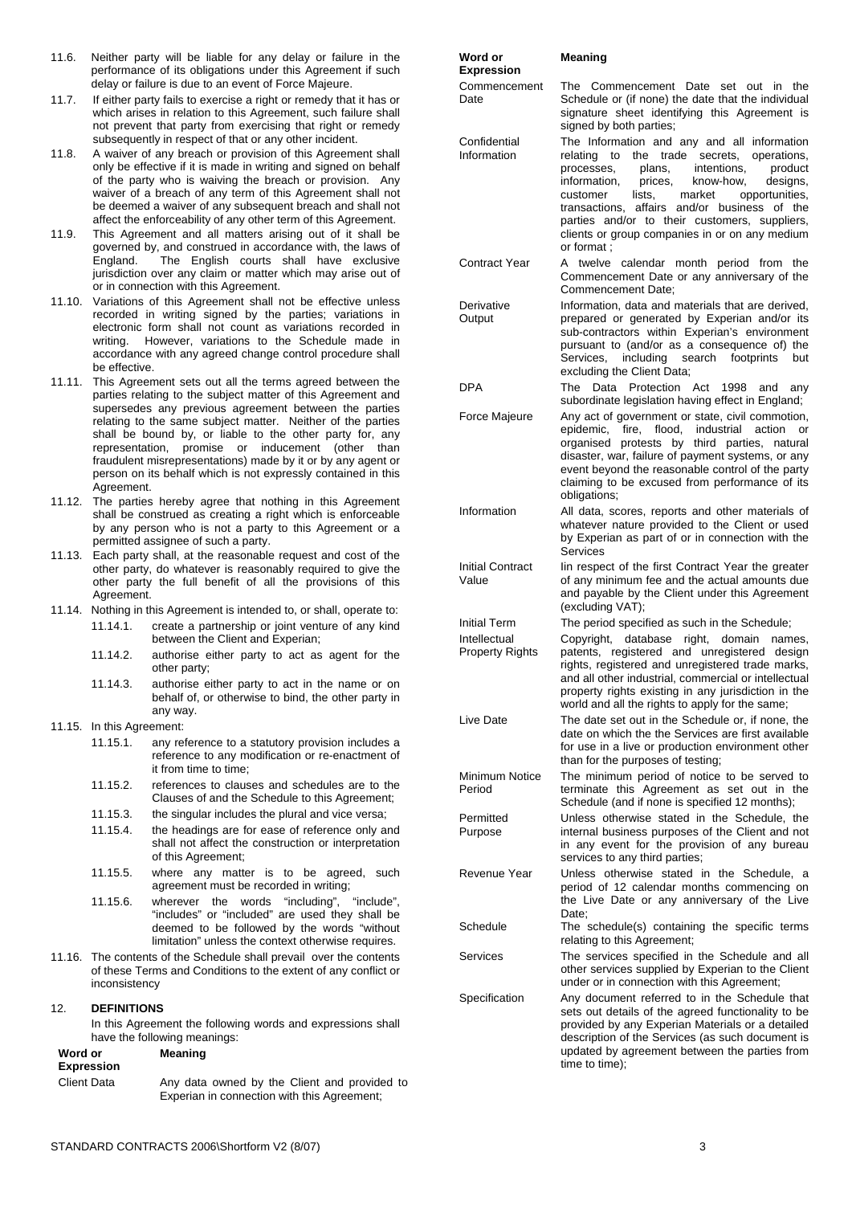11.6. Neither party will be liable for any delay or failure in the performance of its obligations under this Agreement if such delay or failure is due to an event of Force Majeure.

11.7. If either party fails to exercise a right or remedy that it has or which arises in relation to this Agreement, such failure shall not prevent that party from exercising that right or remedy subsequently in respect of that or any other incident.

11.8. A waiver of any breach or provision of this Agreement shall only be effective if it is made in writing and signed on behalf of the party who is waiving the breach or provision. Any waiver of a breach of any term of this Agreement shall not be deemed a waiver of any subsequent breach and shall not affect the enforceability of any other term of this Agreement.

11.9. This Agreement and all matters arising out of it shall be governed by, and construed in accordance with, the laws of England. The English courts shall have exclusive jurisdiction over any claim or matter which may arise out of or in connection with this Agreement.

11.10. Variations of this Agreement shall not be effective unless recorded in writing signed by the parties; variations in electronic form shall not count as variations recorded in writing. However, variations to the Schedule made in accordance with any agreed change control procedure shall be effective.

11.11. This Agreement sets out all the terms agreed between the parties relating to the subject matter of this Agreement and supersedes any previous agreement between the parties relating to the same subject matter. Neither of the parties shall be bound by, or liable to the other party for, any representation, promise or inducement (other than fraudulent misrepresentations) made by it or by any agent or person on its behalf which is not expressly contained in this Agreement.

11.12. The parties hereby agree that nothing in this Agreement shall be construed as creating a right which is enforceable by any person who is not a party to this Agreement or a permitted assignee of such a party.

11.13. Each party shall, at the reasonable request and cost of the other party, do whatever is reasonably required to give the other party the full benefit of all the provisions of this Agreement.

11.14. Nothing in this Agreement is intended to, or shall, operate to:

- 11.14.1. create a partnership or joint venture of any kind between the Client and Experian;
- 11.14.2. authorise either party to act as agent for the other party;
- 11.14.3. authorise either party to act in the name or on behalf of, or otherwise to bind, the other party in any way.

11.15. In this Agreement:

- 11.15.1. any reference to a statutory provision includes a reference to any modification or re-enactment of it from time to time;
- 11.15.2. references to clauses and schedules are to the Clauses of and the Schedule to this Agreement;
- 11.15.3. the singular includes the plural and vice versa;
- 11.15.4. the headings are for ease of reference only and shall not affect the construction or interpretation of this Agreement;
- 11.15.5. where any matter is to be agreed, such agreement must be recorded in writing;
- 11.15.6. wherever the words "including", "include", "includes" or "included" are used they shall be deemed to be followed by the words "without limitation" unless the context otherwise requires.

11.16. The contents of the Schedule shall prevail over the contents of these Terms and Conditions to the extent of any conflict or inconsistency

## 12. DEFINITIONS

In this Agreement the following words and expressions shall have the following meanings:

| Word or Expression | Meaning |
|---|---|
| Client Data | Any data owned by the Client and provided to Experian in connection with this Agreement; |
| Commencement Date | The Commencement Date set out in the Schedule or (if none) the date that the individual signature sheet identifying this Agreement is signed by both parties; |
| Confidential Information | The Information and any and all information relating to the trade secrets, operations, processes, plans, intentions, product information, prices, know-how, designs, customer lists, market opportunities, transactions, affairs and/or business of the parties and/or to their customers, suppliers, clients or group companies in or on any medium or format ; |
| Contract Year | A twelve calendar month period from the Commencement Date or any anniversary of the Commencement Date; |
| Derivative Output | Information, data and materials that are derived, prepared or generated by Experian and/or its sub-contractors within Experian's environment pursuant to (and/or as a consequence of) the Services, including search footprints but excluding the Client Data; |
| DPA | The Data Protection Act 1998 and any subordinate legislation having effect in England; |
| Force Majeure | Any act of government or state, civil commotion, epidemic, fire, flood, industrial action or organised protests by third parties, natural disaster, war, failure of payment systems, or any event beyond the reasonable control of the party claiming to be excused from performance of its obligations; |
| Information | All data, scores, reports and other materials of whatever nature provided to the Client or used by Experian as part of or in connection with the Services |
| Initial Contract Value | Iin respect of the first Contract Year the greater of any minimum fee and the actual amounts due and payable by the Client under this Agreement (excluding VAT); |
| Initial Term | The period specified as such in the Schedule; |
| Intellectual Property Rights | Copyright, database right, domain names, patents, registered and unregistered design rights, registered and unregistered trade marks, and all other industrial, commercial or intellectual property rights existing in any jurisdiction in the world and all the rights to apply for the same; |
| Live Date | The date set out in the Schedule or, if none, the date on which the the Services are first available for use in a live or production environment other than for the purposes of testing; |
| Minimum Notice Period | The minimum period of notice to be served to terminate this Agreement as set out in the Schedule (and if none is specified 12 months); |
| Permitted Purpose | Unless otherwise stated in the Schedule, the internal business purposes of the Client and not in any event for the provision of any bureau services to any third parties; |
| Revenue Year | Unless otherwise stated in the Schedule, a period of 12 calendar months commencing on the Live Date or any anniversary of the Live Date; |
| Schedule | The schedule(s) containing the specific terms relating to this Agreement; |
| Services | The services specified in the Schedule and all other services supplied by Experian to the Client under or in connection with this Agreement; |
| Specification | Any document referred to in the Schedule that sets out details of the agreed functionality to be provided by any Experian Materials or a detailed description of the Services (as such document is updated by agreement between the parties from time to time); |